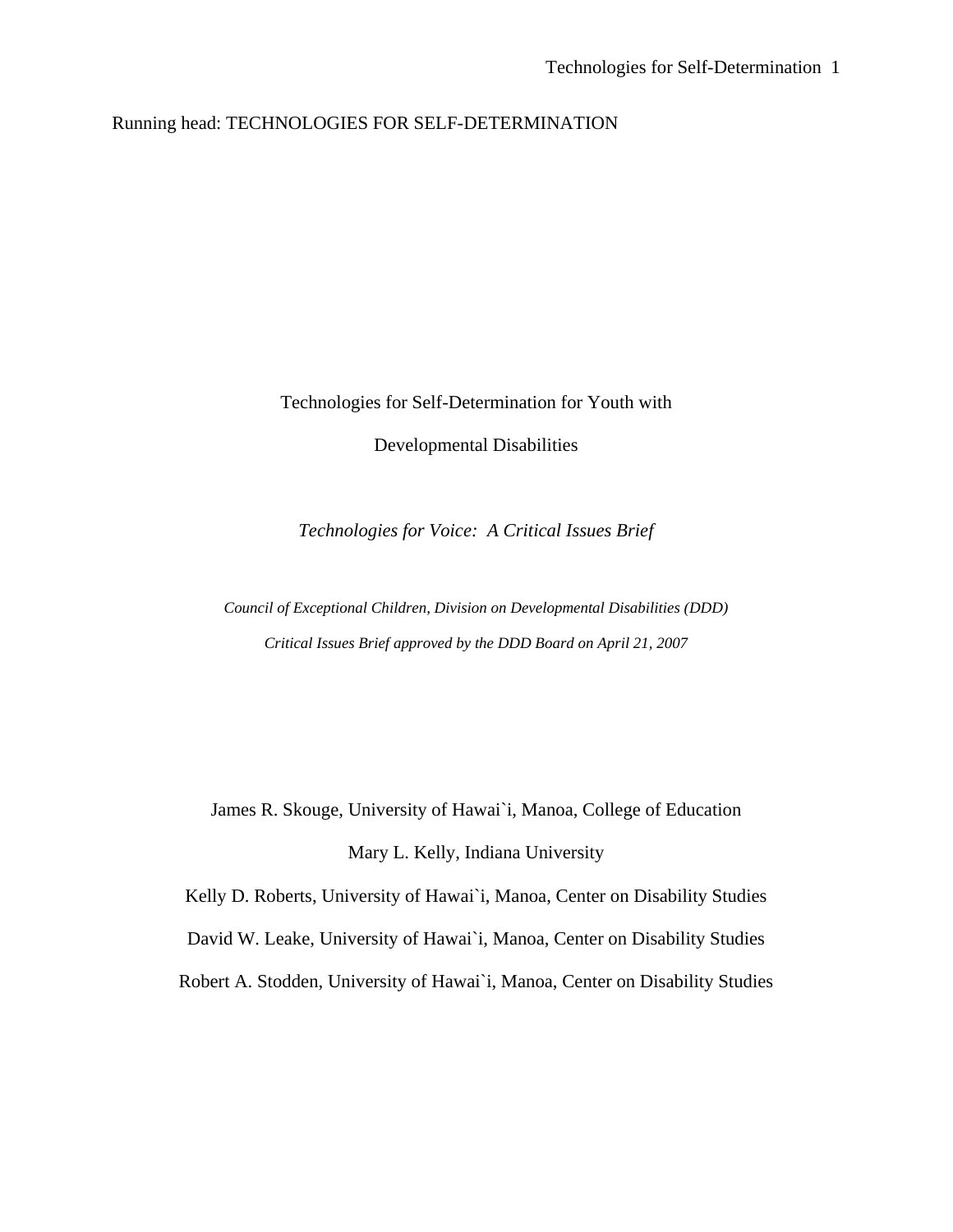Running head: TECHNOLOGIES FOR SELF-DETERMINATION

# Technologies for Self-Determination for Youth with Developmental Disabilities

*Technologies for Voice: A Critical Issues Brief*

*Council of Exceptional Children, Division on Developmental Disabilities (DDD)*

*Critical Issues Brief approved by the DDD Board on April 21, 2007*

James R. Skouge, University of Hawai`i, Manoa, College of Education

Mary L. Kelly, Indiana University

Kelly D. Roberts, University of Hawai`i, Manoa, Center on Disability Studies

David W. Leake, University of Hawai`i, Manoa, Center on Disability Studies

Robert A. Stodden, University of Hawai`i, Manoa, Center on Disability Studies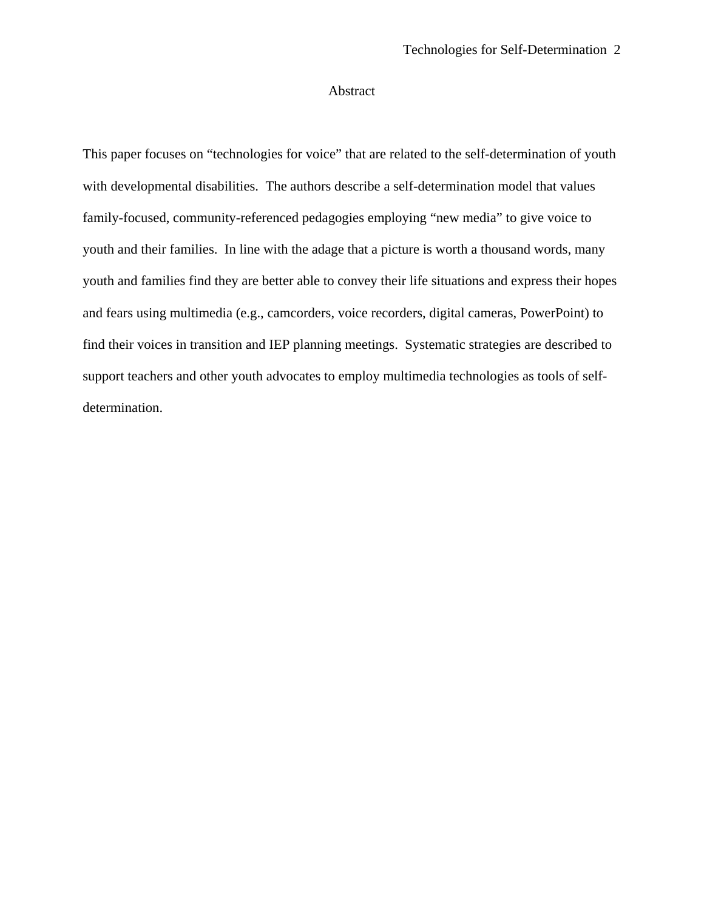# Abstract

This paper focuses on "technologies for voice" that are related to the self-determination of youth with developmental disabilities. The authors describe a self-determination model that values family-focused, community-referenced pedagogies employing "new media" to give voice to youth and their families. In line with the adage that a picture is worth a thousand words, many youth and families find they are better able to convey their life situations and express their hopes and fears using multimedia (e.g., camcorders, voice recorders, digital cameras, PowerPoint) to find their voices in transition and IEP planning meetings. Systematic strategies are described to support teachers and other youth advocates to employ multimedia technologies as tools of self-determination.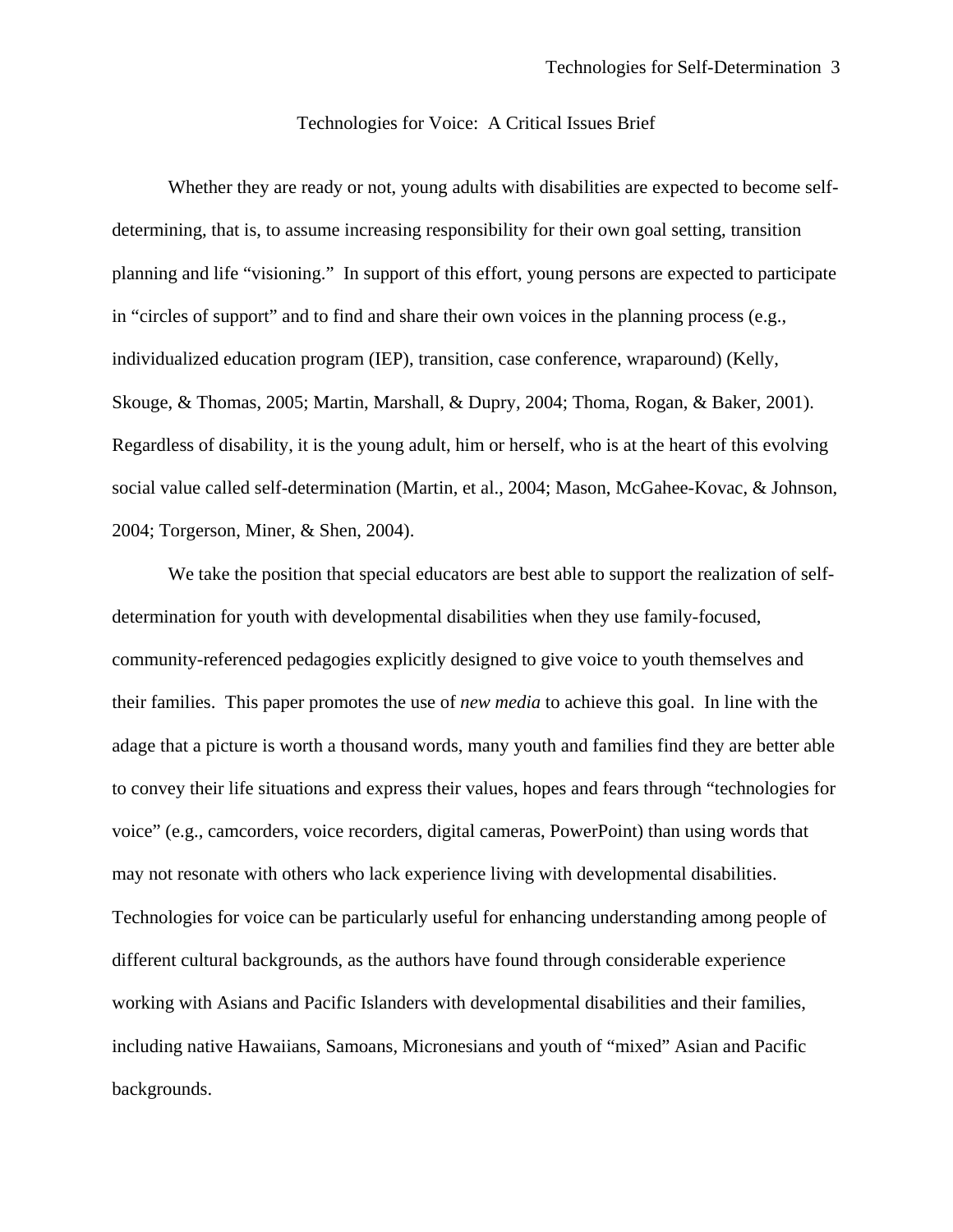# Technologies for Voice: A Critical Issues Brief

Whether they are ready or not, young adults with disabilities are expected to become self-determining, that is, to assume increasing responsibility for their own goal setting, transition planning and life "visioning." In support of this effort, young persons are expected to participate in "circles of support" and to find and share their own voices in the planning process (e.g., individualized education program (IEP), transition, case conference, wraparound) (Kelly, Skouge, & Thomas, 2005; Martin, Marshall, & Dupry, 2004; Thoma, Rogan, & Baker, 2001). Regardless of disability, it is the young adult, him or herself, who is at the heart of this evolving social value called self-determination (Martin, et al., 2004; Mason, McGahee-Kovac, & Johnson, 2004; Torgerson, Miner, & Shen, 2004).

We take the position that special educators are best able to support the realization of self-determination for youth with developmental disabilities when they use family-focused, community-referenced pedagogies explicitly designed to give voice to youth themselves and their families. This paper promotes the use of *new media* to achieve this goal. In line with the adage that a picture is worth a thousand words, many youth and families find they are better able to convey their life situations and express their values, hopes and fears through "technologies for voice" (e.g., camcorders, voice recorders, digital cameras, PowerPoint) than using words that may not resonate with others who lack experience living with developmental disabilities. Technologies for voice can be particularly useful for enhancing understanding among people of different cultural backgrounds, as the authors have found through considerable experience working with Asians and Pacific Islanders with developmental disabilities and their families, including native Hawaiians, Samoans, Micronesians and youth of "mixed" Asian and Pacific backgrounds.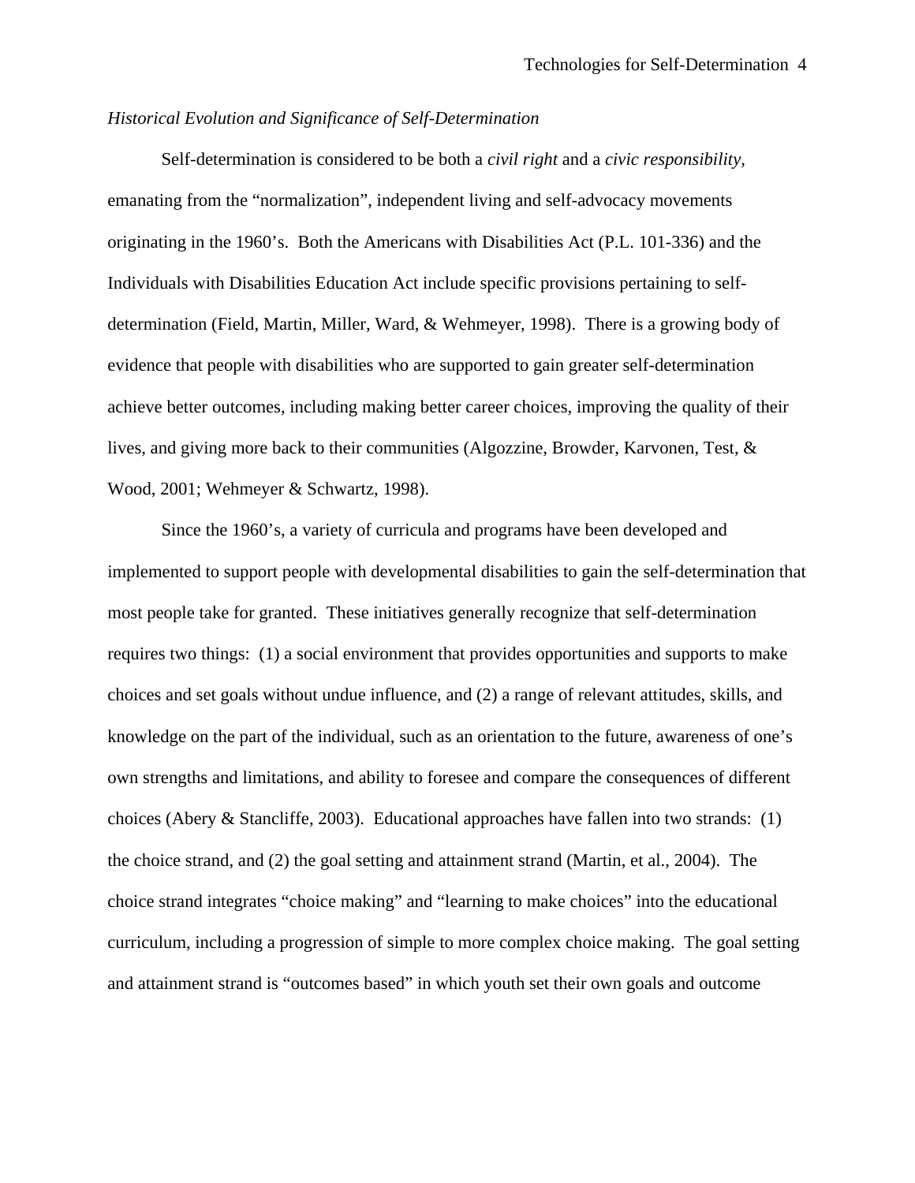*Historical Evolution and Significance of Self-Determination*

Self-determination is considered to be both a *civil right* and a *civic responsibility*, emanating from the "normalization", independent living and self-advocacy movements originating in the 1960's. Both the Americans with Disabilities Act (P.L. 101-336) and the Individuals with Disabilities Education Act include specific provisions pertaining to self-determination (Field, Martin, Miller, Ward, & Wehmeyer, 1998). There is a growing body of evidence that people with disabilities who are supported to gain greater self-determination achieve better outcomes, including making better career choices, improving the quality of their lives, and giving more back to their communities (Algozzine, Browder, Karvonen, Test, & Wood, 2001; Wehmeyer & Schwartz, 1998).

Since the 1960's, a variety of curricula and programs have been developed and implemented to support people with developmental disabilities to gain the self-determination that most people take for granted. These initiatives generally recognize that self-determination requires two things: (1) a social environment that provides opportunities and supports to make choices and set goals without undue influence, and (2) a range of relevant attitudes, skills, and knowledge on the part of the individual, such as an orientation to the future, awareness of one's own strengths and limitations, and ability to foresee and compare the consequences of different choices (Abery & Stancliffe, 2003). Educational approaches have fallen into two strands: (1) the choice strand, and (2) the goal setting and attainment strand (Martin, et al., 2004). The choice strand integrates "choice making" and "learning to make choices" into the educational curriculum, including a progression of simple to more complex choice making. The goal setting and attainment strand is "outcomes based" in which youth set their own goals and outcome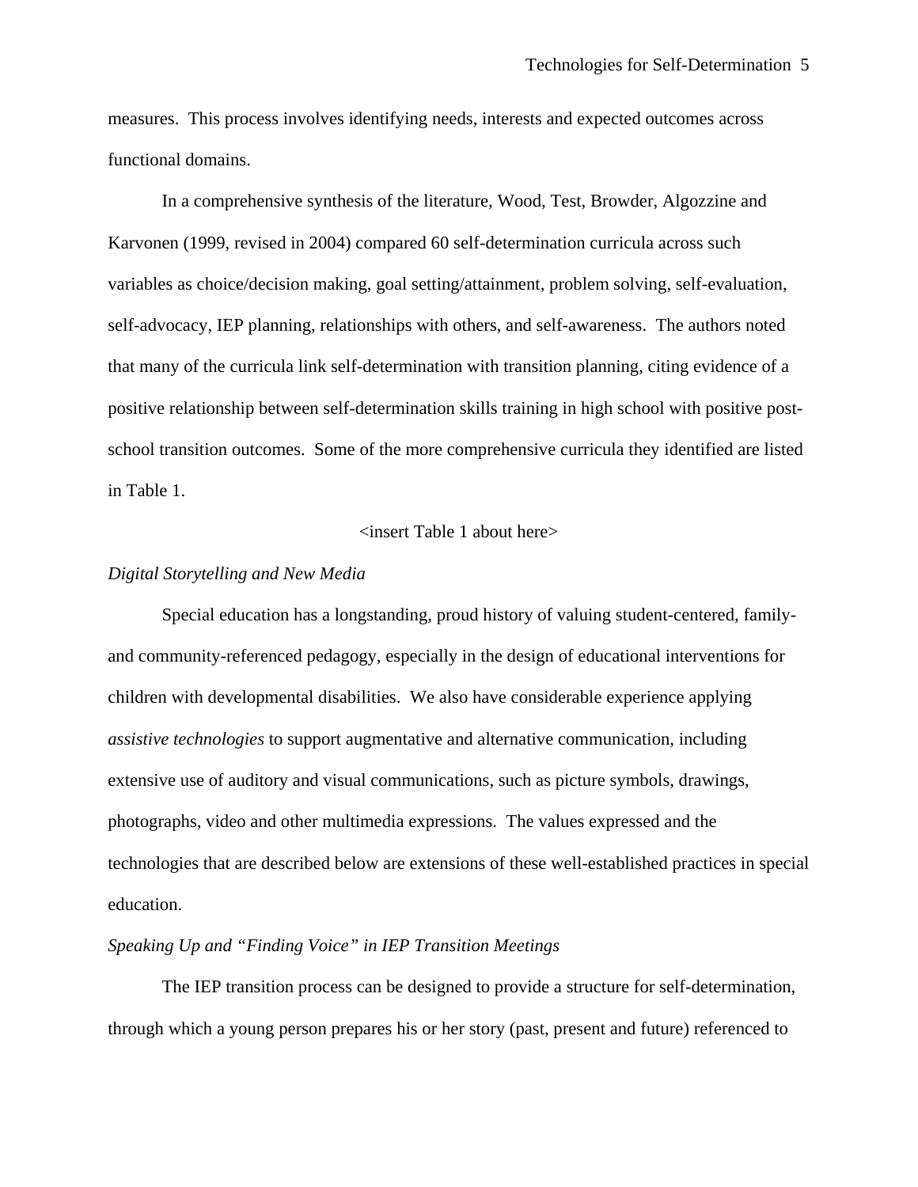measures. This process involves identifying needs, interests and expected outcomes across functional domains.

In a comprehensive synthesis of the literature, Wood, Test, Browder, Algozzine and Karvonen (1999, revised in 2004) compared 60 self-determination curricula across such variables as choice/decision making, goal setting/attainment, problem solving, self-evaluation, self-advocacy, IEP planning, relationships with others, and self-awareness. The authors noted that many of the curricula link self-determination with transition planning, citing evidence of a positive relationship between self-determination skills training in high school with positive post-school transition outcomes. Some of the more comprehensive curricula they identified are listed in Table 1.

<insert Table 1 about here>

*Digital Storytelling and New Media*

Special education has a longstanding, proud history of valuing student-centered, family- and community-referenced pedagogy, especially in the design of educational interventions for children with developmental disabilities. We also have considerable experience applying *assistive technologies* to support augmentative and alternative communication, including extensive use of auditory and visual communications, such as picture symbols, drawings, photographs, video and other multimedia expressions. The values expressed and the technologies that are described below are extensions of these well-established practices in special education.

*Speaking Up and "Finding Voice" in IEP Transition Meetings*

The IEP transition process can be designed to provide a structure for self-determination, through which a young person prepares his or her story (past, present and future) referenced to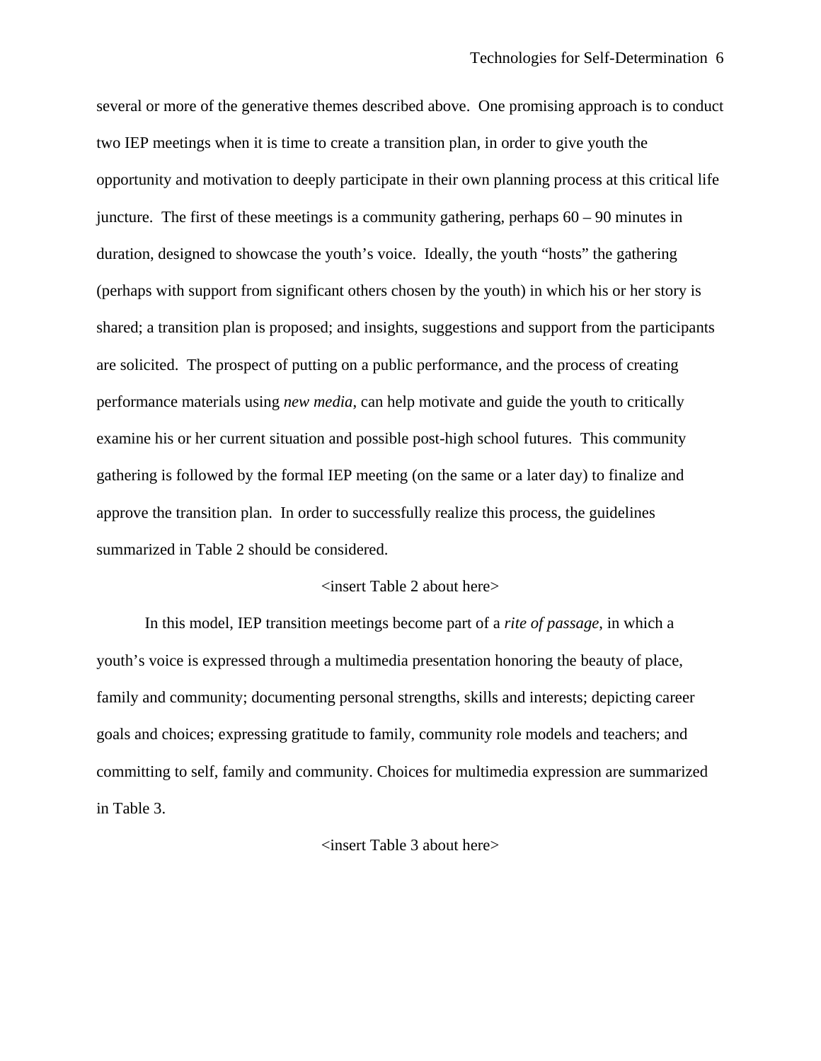several or more of the generative themes described above. One promising approach is to conduct two IEP meetings when it is time to create a transition plan, in order to give youth the opportunity and motivation to deeply participate in their own planning process at this critical life juncture. The first of these meetings is a community gathering, perhaps 60 – 90 minutes in duration, designed to showcase the youth's voice. Ideally, the youth "hosts" the gathering (perhaps with support from significant others chosen by the youth) in which his or her story is shared; a transition plan is proposed; and insights, suggestions and support from the participants are solicited. The prospect of putting on a public performance, and the process of creating performance materials using *new media*, can help motivate and guide the youth to critically examine his or her current situation and possible post-high school futures. This community gathering is followed by the formal IEP meeting (on the same or a later day) to finalize and approve the transition plan. In order to successfully realize this process, the guidelines summarized in Table 2 should be considered.

<insert Table 2 about here>

In this model, IEP transition meetings become part of a *rite of passage*, in which a youth's voice is expressed through a multimedia presentation honoring the beauty of place, family and community; documenting personal strengths, skills and interests; depicting career goals and choices; expressing gratitude to family, community role models and teachers; and committing to self, family and community. Choices for multimedia expression are summarized in Table 3.

<insert Table 3 about here>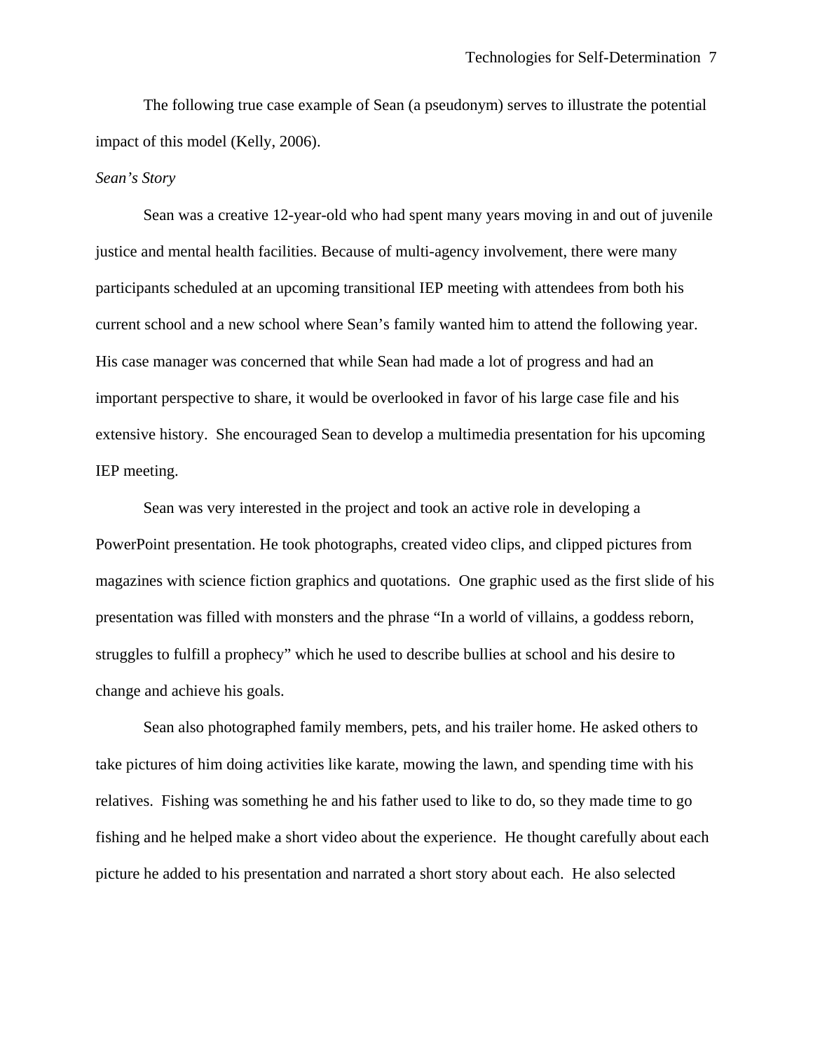The following true case example of Sean (a pseudonym) serves to illustrate the potential impact of this model (Kelly, 2006).

*Sean's Story*

Sean was a creative 12-year-old who had spent many years moving in and out of juvenile justice and mental health facilities. Because of multi-agency involvement, there were many participants scheduled at an upcoming transitional IEP meeting with attendees from both his current school and a new school where Sean's family wanted him to attend the following year. His case manager was concerned that while Sean had made a lot of progress and had an important perspective to share, it would be overlooked in favor of his large case file and his extensive history. She encouraged Sean to develop a multimedia presentation for his upcoming IEP meeting.

Sean was very interested in the project and took an active role in developing a PowerPoint presentation. He took photographs, created video clips, and clipped pictures from magazines with science fiction graphics and quotations. One graphic used as the first slide of his presentation was filled with monsters and the phrase "In a world of villains, a goddess reborn, struggles to fulfill a prophecy" which he used to describe bullies at school and his desire to change and achieve his goals.

Sean also photographed family members, pets, and his trailer home. He asked others to take pictures of him doing activities like karate, mowing the lawn, and spending time with his relatives. Fishing was something he and his father used to like to do, so they made time to go fishing and he helped make a short video about the experience. He thought carefully about each picture he added to his presentation and narrated a short story about each. He also selected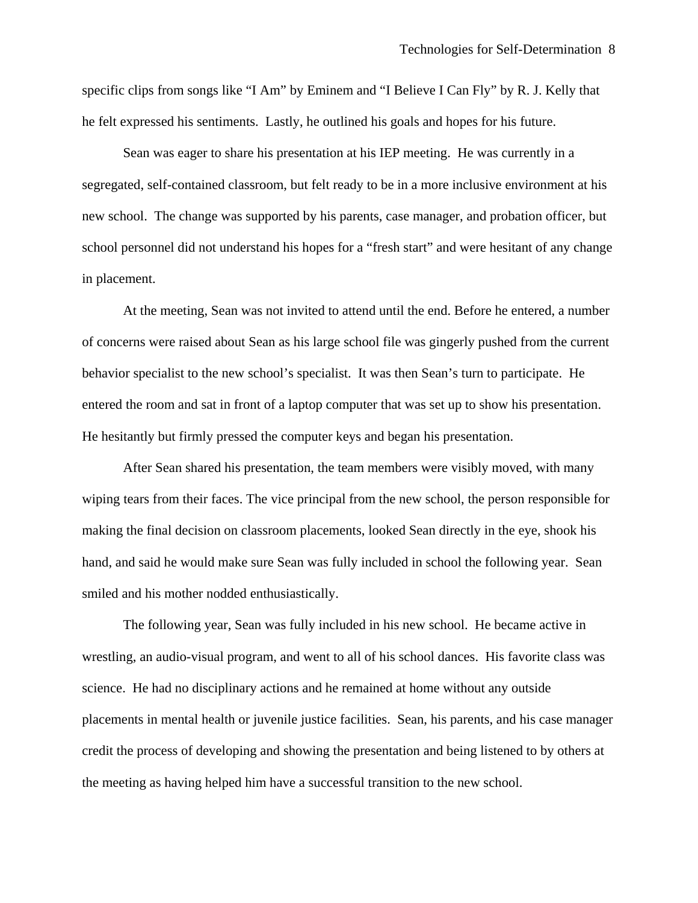specific clips from songs like “I Am” by Eminem and “I Believe I Can Fly” by R. J. Kelly that he felt expressed his sentiments. Lastly, he outlined his goals and hopes for his future.

Sean was eager to share his presentation at his IEP meeting. He was currently in a segregated, self-contained classroom, but felt ready to be in a more inclusive environment at his new school. The change was supported by his parents, case manager, and probation officer, but school personnel did not understand his hopes for a “fresh start” and were hesitant of any change in placement.

At the meeting, Sean was not invited to attend until the end. Before he entered, a number of concerns were raised about Sean as his large school file was gingerly pushed from the current behavior specialist to the new school’s specialist. It was then Sean’s turn to participate. He entered the room and sat in front of a laptop computer that was set up to show his presentation. He hesitantly but firmly pressed the computer keys and began his presentation.

After Sean shared his presentation, the team members were visibly moved, with many wiping tears from their faces. The vice principal from the new school, the person responsible for making the final decision on classroom placements, looked Sean directly in the eye, shook his hand, and said he would make sure Sean was fully included in school the following year. Sean smiled and his mother nodded enthusiastically.

The following year, Sean was fully included in his new school. He became active in wrestling, an audio-visual program, and went to all of his school dances. His favorite class was science. He had no disciplinary actions and he remained at home without any outside placements in mental health or juvenile justice facilities. Sean, his parents, and his case manager credit the process of developing and showing the presentation and being listened to by others at the meeting as having helped him have a successful transition to the new school.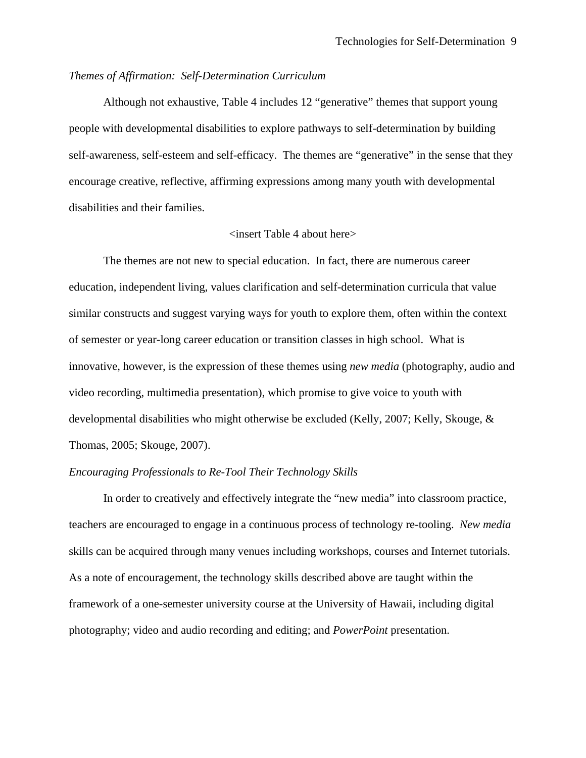*Themes of Affirmation: Self-Determination Curriculum*

Although not exhaustive, Table 4 includes 12 "generative" themes that support young people with developmental disabilities to explore pathways to self-determination by building self-awareness, self-esteem and self-efficacy. The themes are "generative" in the sense that they encourage creative, reflective, affirming expressions among many youth with developmental disabilities and their families.

<insert Table 4 about here>

The themes are not new to special education. In fact, there are numerous career education, independent living, values clarification and self-determination curricula that value similar constructs and suggest varying ways for youth to explore them, often within the context of semester or year-long career education or transition classes in high school. What is innovative, however, is the expression of these themes using *new media* (photography, audio and video recording, multimedia presentation), which promise to give voice to youth with developmental disabilities who might otherwise be excluded (Kelly, 2007; Kelly, Skouge, & Thomas, 2005; Skouge, 2007).

*Encouraging Professionals to Re-Tool Their Technology Skills*

In order to creatively and effectively integrate the "new media" into classroom practice, teachers are encouraged to engage in a continuous process of technology re-tooling. *New media* skills can be acquired through many venues including workshops, courses and Internet tutorials. As a note of encouragement, the technology skills described above are taught within the framework of a one-semester university course at the University of Hawaii, including digital photography; video and audio recording and editing; and *PowerPoint* presentation.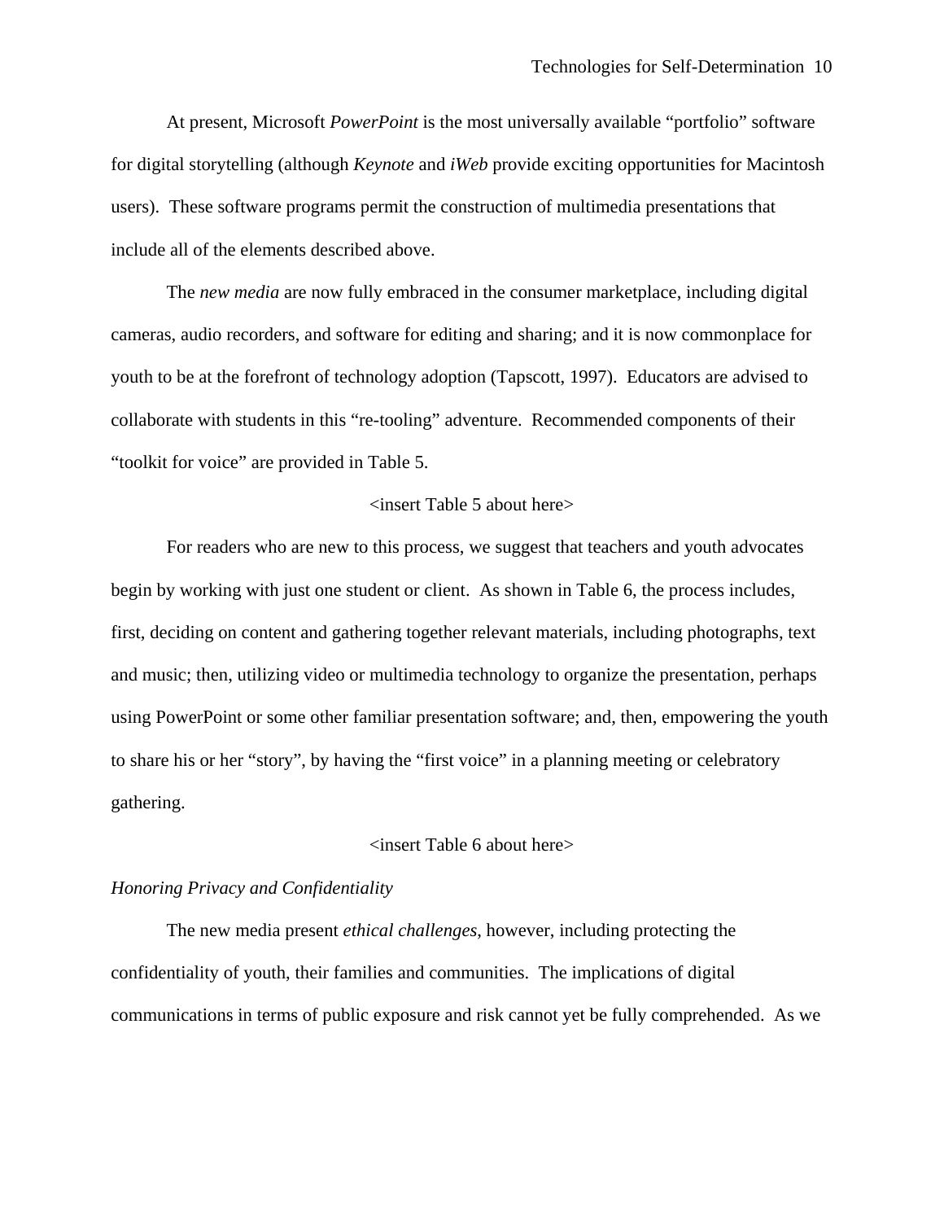At present, Microsoft *PowerPoint* is the most universally available "portfolio" software for digital storytelling (although *Keynote* and *iWeb* provide exciting opportunities for Macintosh users). These software programs permit the construction of multimedia presentations that include all of the elements described above.

The *new media* are now fully embraced in the consumer marketplace, including digital cameras, audio recorders, and software for editing and sharing; and it is now commonplace for youth to be at the forefront of technology adoption (Tapscott, 1997). Educators are advised to collaborate with students in this "re-tooling" adventure. Recommended components of their "toolkit for voice" are provided in Table 5.

<insert Table 5 about here>

For readers who are new to this process, we suggest that teachers and youth advocates begin by working with just one student or client. As shown in Table 6, the process includes, first, deciding on content and gathering together relevant materials, including photographs, text and music; then, utilizing video or multimedia technology to organize the presentation, perhaps using PowerPoint or some other familiar presentation software; and, then, empowering the youth to share his or her "story", by having the "first voice" in a planning meeting or celebratory gathering.

<insert Table 6 about here>

*Honoring Privacy and Confidentiality*

The new media present *ethical challenges*, however, including protecting the confidentiality of youth, their families and communities. The implications of digital communications in terms of public exposure and risk cannot yet be fully comprehended. As we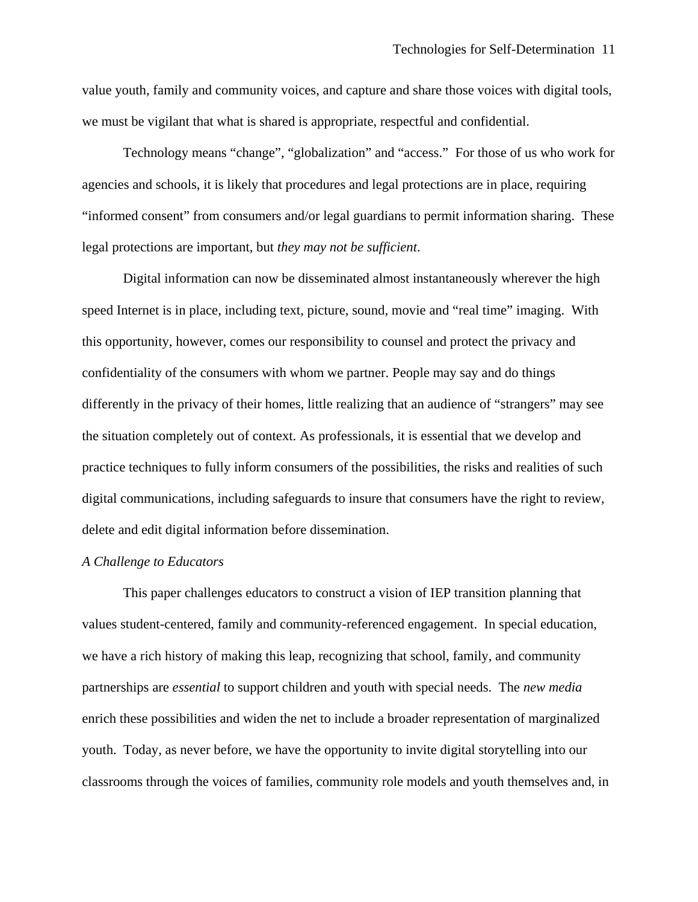value youth, family and community voices, and capture and share those voices with digital tools, we must be vigilant that what is shared is appropriate, respectful and confidential.

Technology means “change”, “globalization” and “access.” For those of us who work for agencies and schools, it is likely that procedures and legal protections are in place, requiring “informed consent” from consumers and/or legal guardians to permit information sharing. These legal protections are important, but *they may not be sufficient*.

Digital information can now be disseminated almost instantaneously wherever the high speed Internet is in place, including text, picture, sound, movie and “real time” imaging. With this opportunity, however, comes our responsibility to counsel and protect the privacy and confidentiality of the consumers with whom we partner. People may say and do things differently in the privacy of their homes, little realizing that an audience of “strangers” may see the situation completely out of context. As professionals, it is essential that we develop and practice techniques to fully inform consumers of the possibilities, the risks and realities of such digital communications, including safeguards to insure that consumers have the right to review, delete and edit digital information before dissemination.

*A Challenge to Educators*

This paper challenges educators to construct a vision of IEP transition planning that values student-centered, family and community-referenced engagement. In special education, we have a rich history of making this leap, recognizing that school, family, and community partnerships are *essential* to support children and youth with special needs. The *new media* enrich these possibilities and widen the net to include a broader representation of marginalized youth. Today, as never before, we have the opportunity to invite digital storytelling into our classrooms through the voices of families, community role models and youth themselves and, in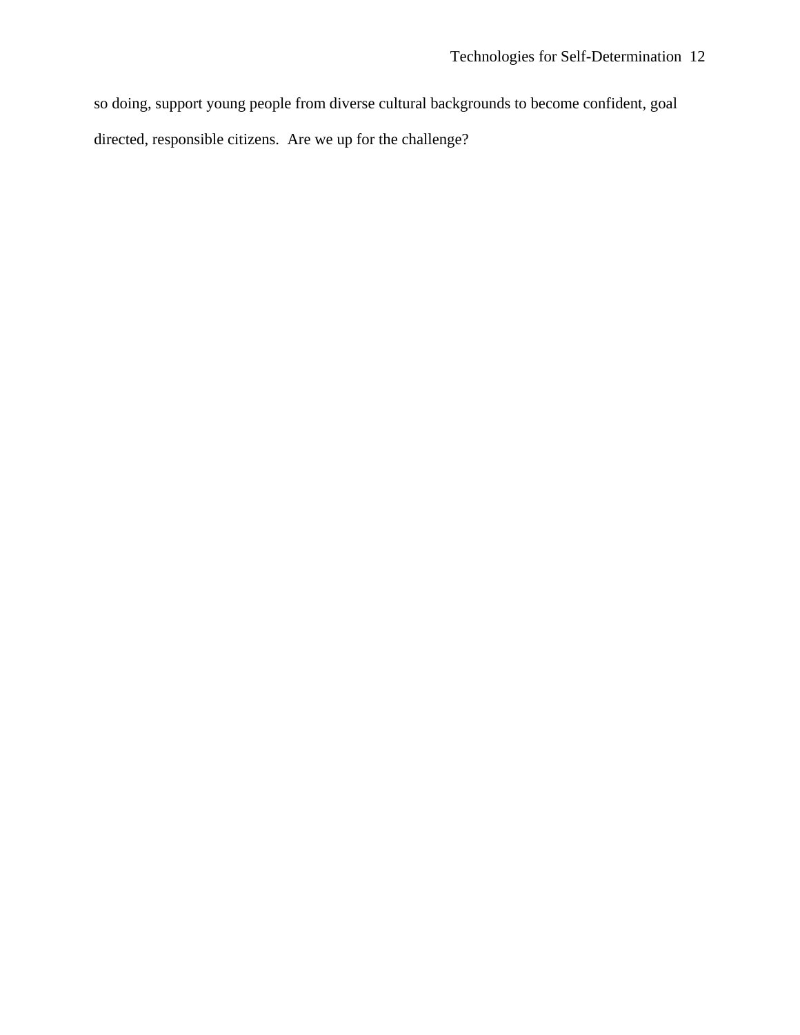so doing, support young people from diverse cultural backgrounds to become confident, goal directed, responsible citizens. Are we up for the challenge?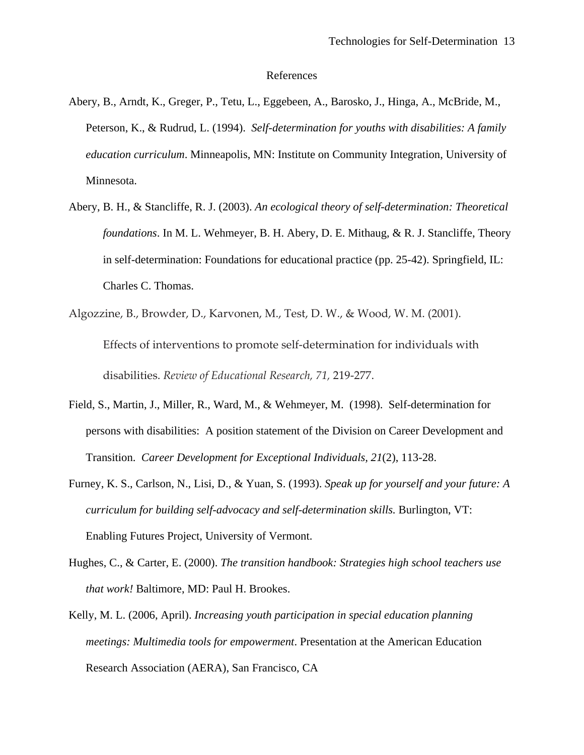# References

Abery, B., Arndt, K., Greger, P., Tetu, L., Eggebeen, A., Barosko, J., Hinga, A., McBride, M., Peterson, K., & Rudrud, L. (1994). *Self-determination for youths with disabilities: A family education curriculum*. Minneapolis, MN: Institute on Community Integration, University of Minnesota.

Abery, B. H., & Stancliffe, R. J. (2003). *An ecological theory of self-determination: Theoretical foundations*. In M. L. Wehmeyer, B. H. Abery, D. E. Mithaug, & R. J. Stancliffe, Theory in self-determination: Foundations for educational practice (pp. 25-42). Springfield, IL: Charles C. Thomas.

Algozzine, B., Browder, D., Karvonen, M., Test, D. W., & Wood, W. M. (2001). Effects of interventions to promote self-determination for individuals with disabilities. *Review of Educational Research, 71,* 219-277.

Field, S., Martin, J., Miller, R., Ward, M., & Wehmeyer, M. (1998). Self-determination for persons with disabilities: A position statement of the Division on Career Development and Transition. *Career Development for Exceptional Individuals*, *21*(2), 113-28.

Furney, K. S., Carlson, N., Lisi, D., & Yuan, S. (1993). *Speak up for yourself and your future: A curriculum for building self-advocacy and self-determination skills.* Burlington, VT: Enabling Futures Project, University of Vermont.

Hughes, C., & Carter, E. (2000). *The transition handbook: Strategies high school teachers use that work!* Baltimore, MD: Paul H. Brookes.

Kelly, M. L. (2006, April). *Increasing youth participation in special education planning meetings: Multimedia tools for empowerment*. Presentation at the American Education Research Association (AERA), San Francisco, CA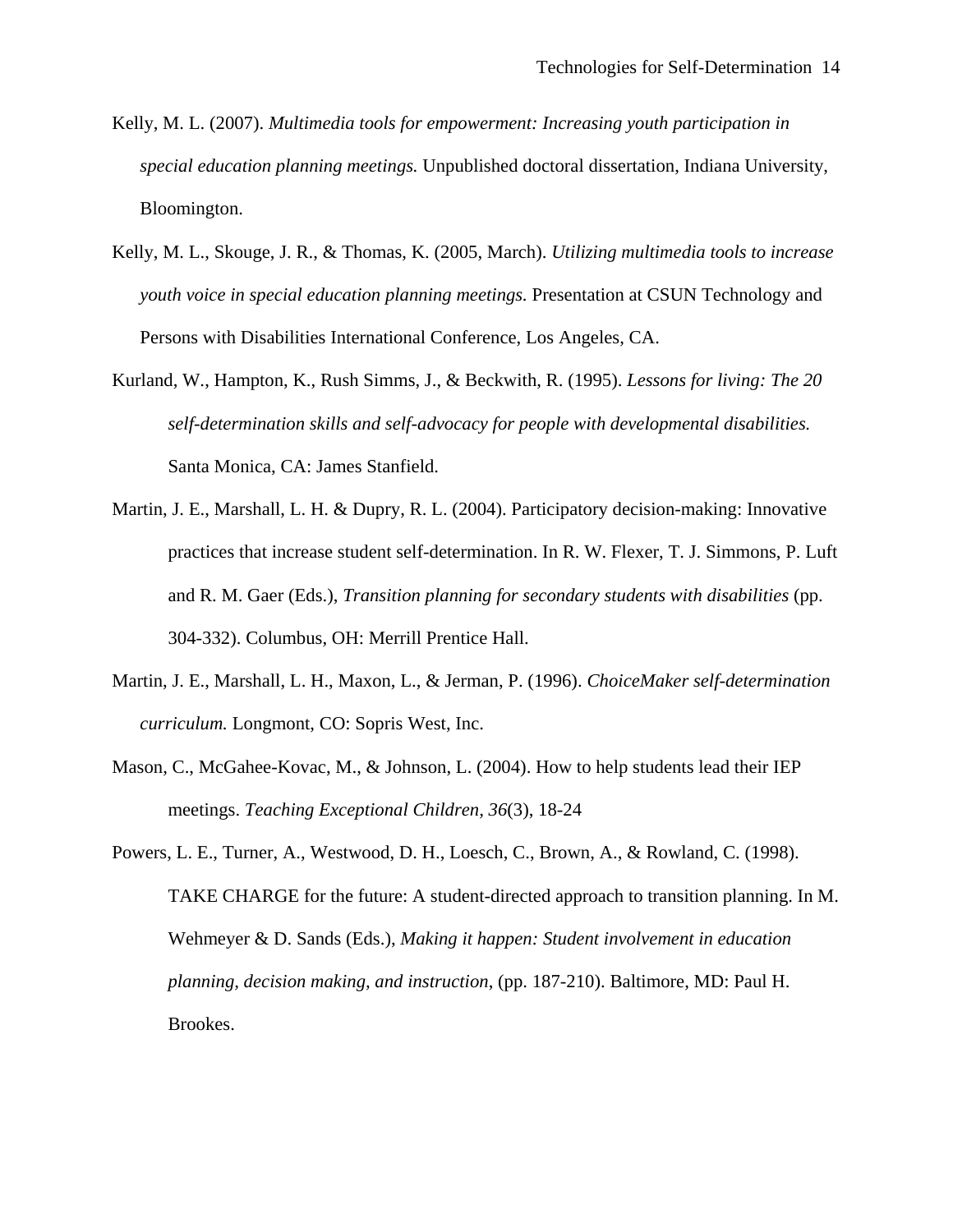Kelly, M. L. (2007). *Multimedia tools for empowerment: Increasing youth participation in special education planning meetings.* Unpublished doctoral dissertation, Indiana University, Bloomington.

Kelly, M. L., Skouge, J. R., & Thomas, K. (2005, March). *Utilizing multimedia tools to increase youth voice in special education planning meetings.* Presentation at CSUN Technology and Persons with Disabilities International Conference, Los Angeles, CA.

Kurland, W., Hampton, K., Rush Simms, J., & Beckwith, R. (1995). *Lessons for living: The 20 self-determination skills and self-advocacy for people with developmental disabilities.* Santa Monica, CA: James Stanfield.

Martin, J. E., Marshall, L. H. & Dupry, R. L. (2004). Participatory decision-making: Innovative practices that increase student self-determination. In R. W. Flexer, T. J. Simmons, P. Luft and R. M. Gaer (Eds.), *Transition planning for secondary students with disabilities* (pp. 304-332). Columbus, OH: Merrill Prentice Hall.

Martin, J. E., Marshall, L. H., Maxon, L., & Jerman, P. (1996). *ChoiceMaker self-determination curriculum.* Longmont, CO: Sopris West, Inc.

Mason, C., McGahee-Kovac, M., & Johnson, L. (2004). How to help students lead their IEP meetings. *Teaching Exceptional Children*, *36*(3), 18-24

Powers, L. E., Turner, A., Westwood, D. H., Loesch, C., Brown, A., & Rowland, C. (1998). TAKE CHARGE for the future: A student-directed approach to transition planning. In M. Wehmeyer & D. Sands (Eds.), *Making it happen: Student involvement in education planning, decision making, and instruction*, (pp. 187-210). Baltimore, MD: Paul H. Brookes.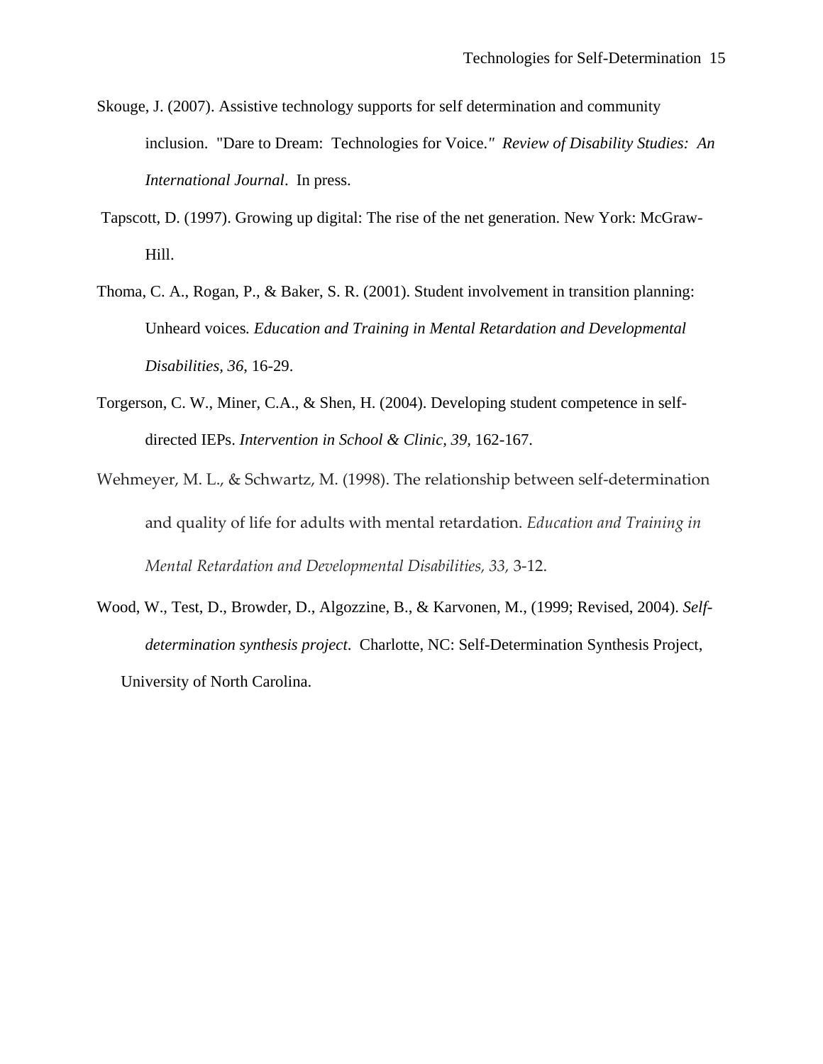Skouge, J. (2007). Assistive technology supports for self determination and community inclusion. "Dare to Dream: Technologies for Voice." *Review of Disability Studies: An International Journal*. In press.

Tapscott, D. (1997). Growing up digital: The rise of the net generation. New York: McGraw-Hill.

Thoma, C. A., Rogan, P., & Baker, S. R. (2001). Student involvement in transition planning: Unheard voices. *Education and Training in Mental Retardation and Developmental Disabilities, 36*, 16-29.

Torgerson, C. W., Miner, C.A., & Shen, H. (2004). Developing student competence in self-directed IEPs. *Intervention in School & Clinic, 39*, 162-167.

Wehmeyer, M. L., & Schwartz, M. (1998). The relationship between self-determination and quality of life for adults with mental retardation. *Education and Training in Mental Retardation and Developmental Disabilities, 33,* 3-12.

Wood, W., Test, D., Browder, D., Algozzine, B., & Karvonen, M., (1999; Revised, 2004). *Self-determination synthesis project*. Charlotte, NC: Self-Determination Synthesis Project, University of North Carolina.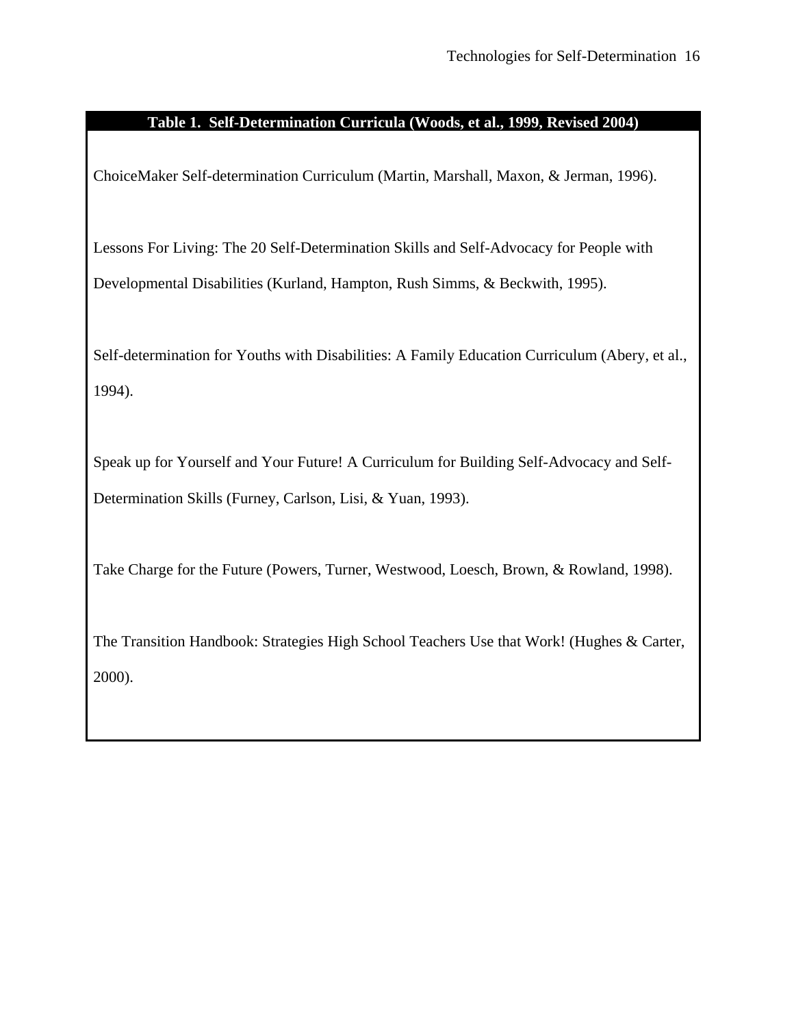**Table 1. Self-Determination Curricula (Woods, et al., 1999, Revised 2004)**

ChoiceMaker Self-determination Curriculum (Martin, Marshall, Maxon, & Jerman, 1996).

Lessons For Living: The 20 Self-Determination Skills and Self-Advocacy for People with Developmental Disabilities (Kurland, Hampton, Rush Simms, & Beckwith, 1995).

Self-determination for Youths with Disabilities: A Family Education Curriculum (Abery, et al., 1994).

Speak up for Yourself and Your Future! A Curriculum for Building Self-Advocacy and Self-Determination Skills (Furney, Carlson, Lisi, & Yuan, 1993).

Take Charge for the Future (Powers, Turner, Westwood, Loesch, Brown, & Rowland, 1998).

The Transition Handbook: Strategies High School Teachers Use that Work! (Hughes & Carter, 2000).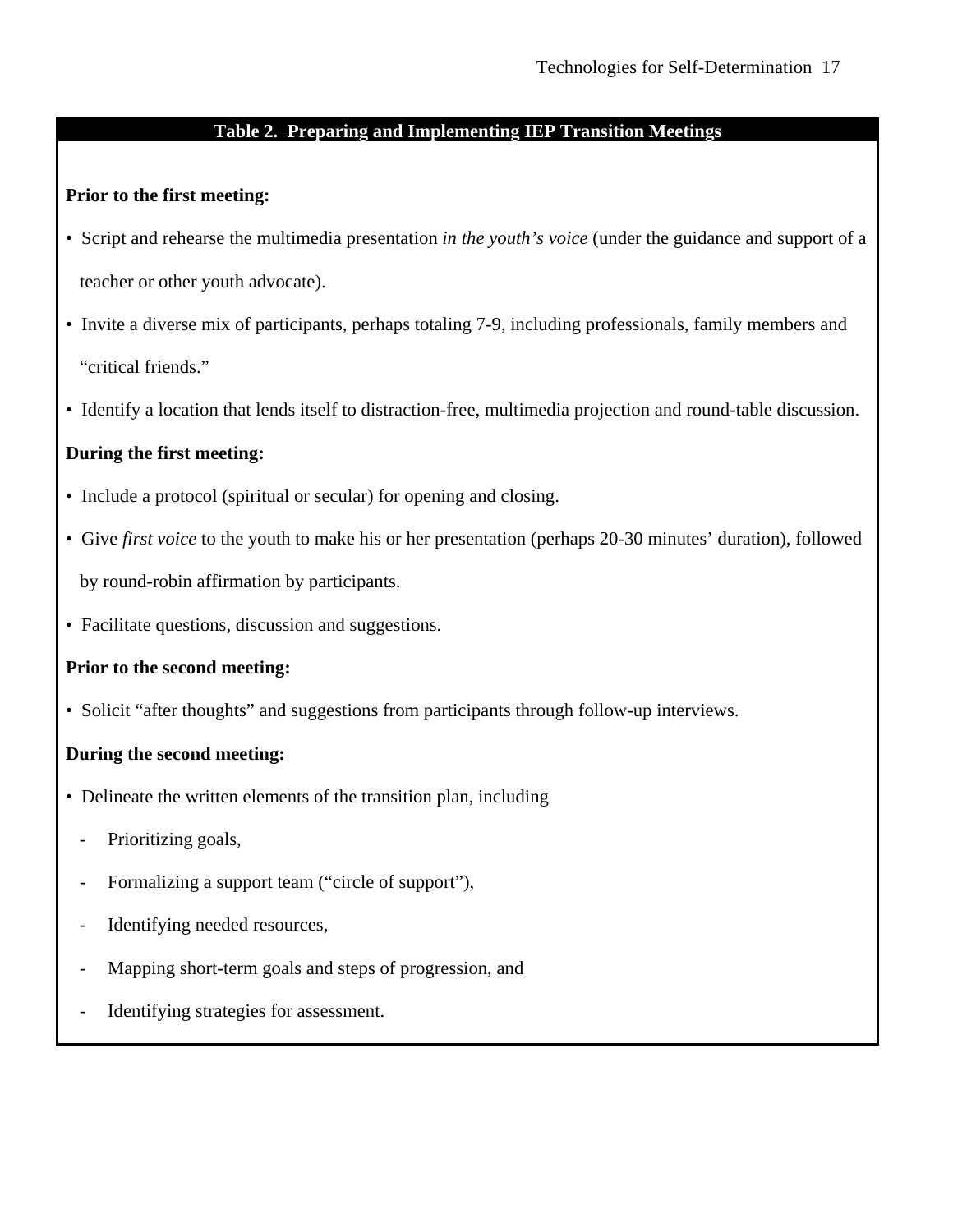**Table 2. Preparing and Implementing IEP Transition Meetings**

**Prior to the first meeting:**

- Script and rehearse the multimedia presentation *in the youth's voice* (under the guidance and support of a teacher or other youth advocate).
- Invite a diverse mix of participants, perhaps totaling 7-9, including professionals, family members and "critical friends."
- Identify a location that lends itself to distraction-free, multimedia projection and round-table discussion.

**During the first meeting:**

- Include a protocol (spiritual or secular) for opening and closing.
- Give *first voice* to the youth to make his or her presentation (perhaps 20-30 minutes' duration), followed by round-robin affirmation by participants.
- Facilitate questions, discussion and suggestions.

**Prior to the second meeting:**

- Solicit "after thoughts" and suggestions from participants through follow-up interviews.

**During the second meeting:**

- Delineate the written elements of the transition plan, including
  - Prioritizing goals,
  - Formalizing a support team ("circle of support"),
  - Identifying needed resources,
  - Mapping short-term goals and steps of progression, and
  - Identifying strategies for assessment.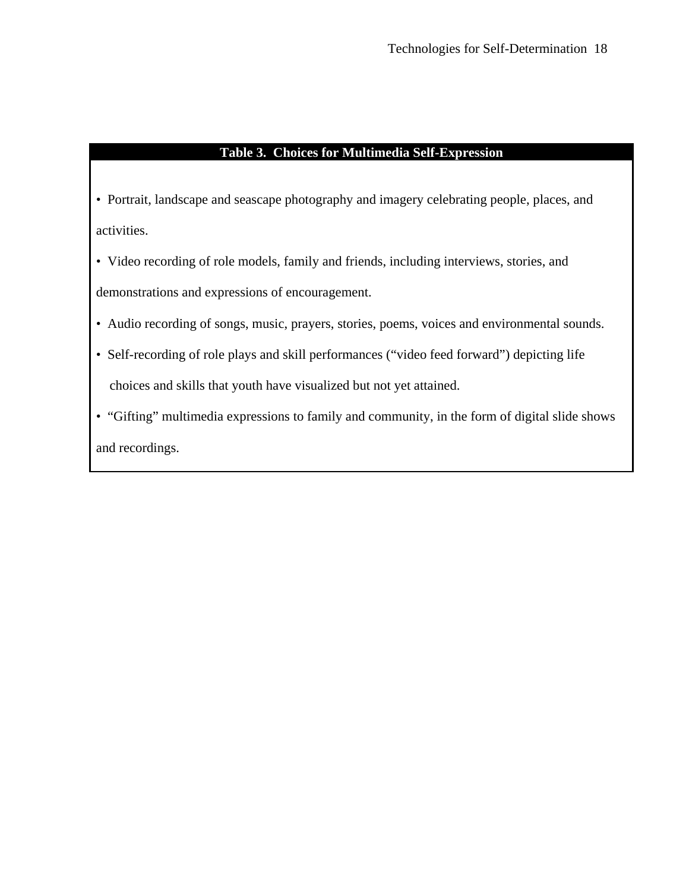**Table 3. Choices for Multimedia Self-Expression**

- Portrait, landscape and seascape photography and imagery celebrating people, places, and activities.
- Video recording of role models, family and friends, including interviews, stories, and demonstrations and expressions of encouragement.
- Audio recording of songs, music, prayers, stories, poems, voices and environmental sounds.
- Self-recording of role plays and skill performances ("video feed forward") depicting life choices and skills that youth have visualized but not yet attained.
- "Gifting" multimedia expressions to family and community, in the form of digital slide shows and recordings.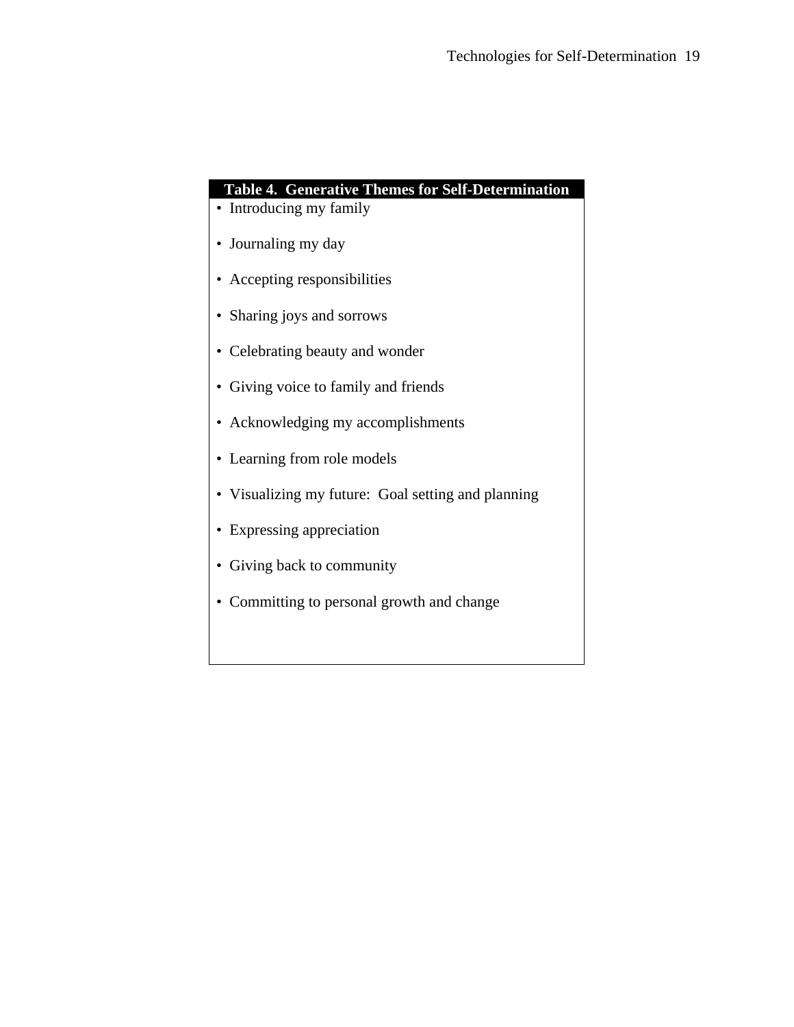**Table 4. Generative Themes for Self-Determination**

- Introducing my family
- Journaling my day
- Accepting responsibilities
- Sharing joys and sorrows
- Celebrating beauty and wonder
- Giving voice to family and friends
- Acknowledging my accomplishments
- Learning from role models
- Visualizing my future: Goal setting and planning
- Expressing appreciation
- Giving back to community
- Committing to personal growth and change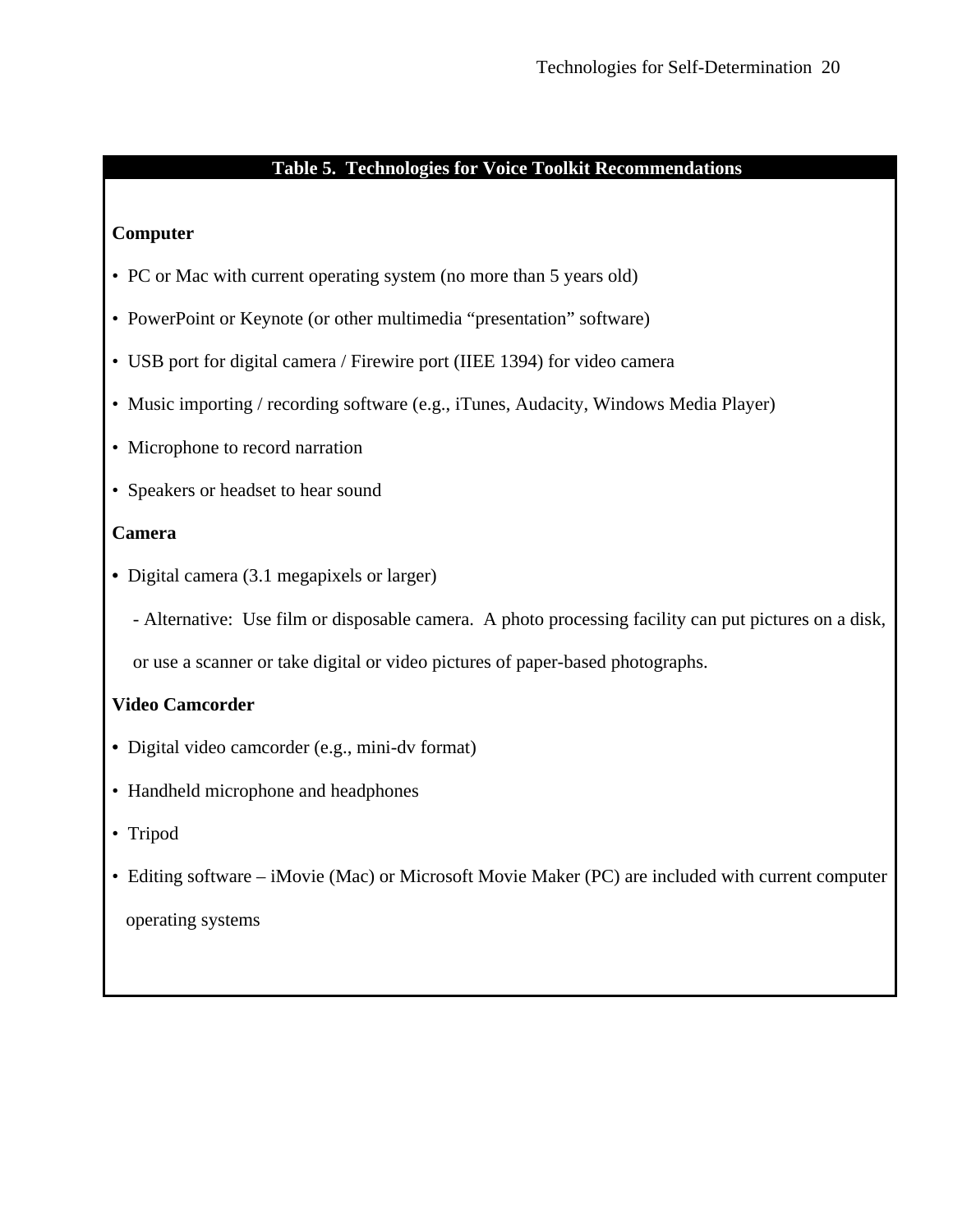**Table 5. Technologies for Voice Toolkit Recommendations**

**Computer**

- PC or Mac with current operating system (no more than 5 years old)
- PowerPoint or Keynote (or other multimedia “presentation” software)
- USB port for digital camera / Firewire port (IIEE 1394) for video camera
- Music importing / recording software (e.g., iTunes, Audacity, Windows Media Player)
- Microphone to record narration
- Speakers or headset to hear sound

**Camera**

- Digital camera (3.1 megapixels or larger)
  - Alternative: Use film or disposable camera. A photo processing facility can put pictures on a disk, or use a scanner or take digital or video pictures of paper-based photographs.

**Video Camcorder**

- Digital video camcorder (e.g., mini-dv format)
- Handheld microphone and headphones
- Tripod
- Editing software – iMovie (Mac) or Microsoft Movie Maker (PC) are included with current computer operating systems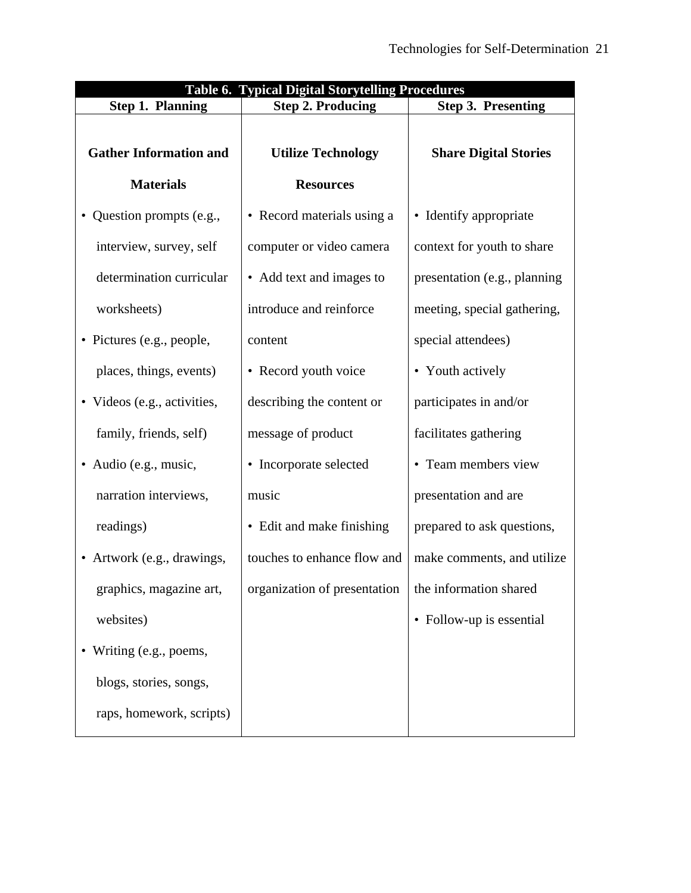**Table 6. Typical Digital Storytelling Procedures**

| Step 1. Planning | Step 2. Producing | Step 3. Presenting |
|---|---|---|
| **Gather Information and Materials** | **Utilize Technology Resources** | **Share Digital Stories** |
| • Question prompts (e.g., interview, survey, self determination curricular worksheets)<br>• Pictures (e.g., people, places, things, events)<br>• Videos (e.g., activities, family, friends, self)<br>• Audio (e.g., music, narration interviews, readings)<br>• Artwork (e.g., drawings, graphics, magazine art, websites)<br>• Writing (e.g., poems, blogs, stories, songs, raps, homework, scripts) | • Record materials using a computer or video camera<br>• Add text and images to introduce and reinforce content<br>• Record youth voice describing the content or message of product<br>• Incorporate selected music<br>• Edit and make finishing touches to enhance flow and organization of presentation | • Identify appropriate context for youth to share presentation (e.g., planning meeting, special gathering, special attendees)<br>• Youth actively participates in and/or facilitates gathering<br>• Team members view presentation and are prepared to ask questions, make comments, and utilize the information shared<br>• Follow-up is essential |